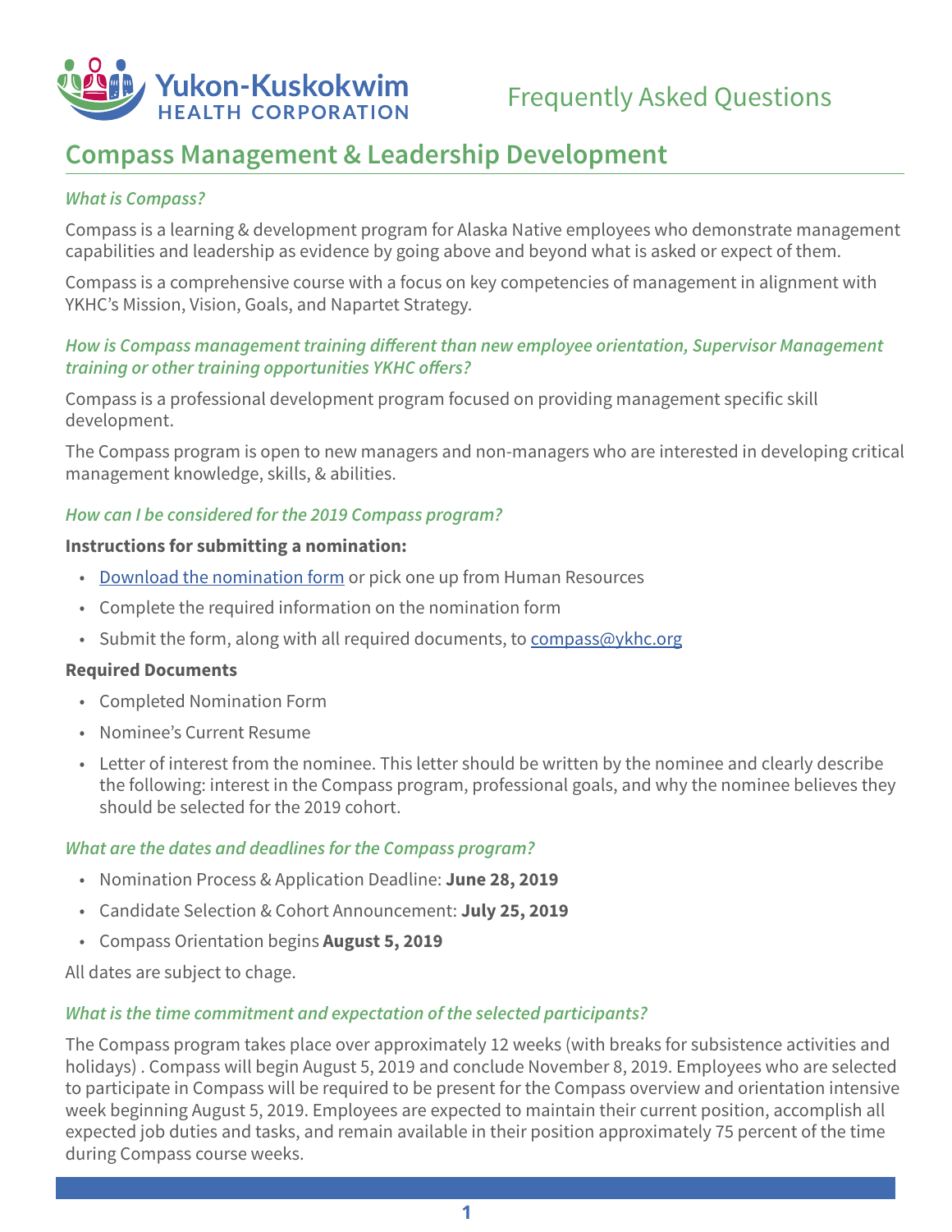Yukon-Kuskokwim HEALTH CORPORATION

Frequently Asked Questions

# Compass Management & Leadership Development

### *What is Compass?*

Compass is a learning & development program for Alaska Native employees who demonstrate management capabilities and leadership as evidence by going above and beyond what is asked or expect of them.

Compass is a comprehensive course with a focus on key competencies of management in alignment with YKHC's Mission, Vision, Goals, and Napartet Strategy.

### *How is Compass management training different than new employee orientation, Supervisor Management training or other training opportunities YKHC offers?*

Compass is a professional development program focused on providing management specific skill development.

The Compass program is open to new managers and non-managers who are interested in developing critical management knowledge, skills, & abilities.

### *How can I be considered for the 2019 Compass program?*

**Instructions for submitting a nomination:**

- Download the nomination form or pick one up from Human Resources
- Complete the required information on the nomination form
- Submit the form, along with all required documents, to compass@ykhc.org

**Required Documents**

- Completed Nomination Form
- Nominee's Current Resume
- Letter of interest from the nominee. This letter should be written by the nominee and clearly describe the following: interest in the Compass program, professional goals, and why the nominee believes they should be selected for the 2019 cohort.

### *What are the dates and deadlines for the Compass program?*

- Nomination Process & Application Deadline: **June 28, 2019**
- Candidate Selection & Cohort Announcement: **July 25, 2019**
- Compass Orientation begins **August 5, 2019**

All dates are subject to chage.

### *What is the time commitment and expectation of the selected participants?*

The Compass program takes place over approximately 12 weeks (with breaks for subsistence activities and holidays) . Compass will begin August 5, 2019 and conclude November 8, 2019. Employees who are selected to participate in Compass will be required to be present for the Compass overview and orientation intensive week beginning August 5, 2019. Employees are expected to maintain their current position, accomplish all expected job duties and tasks, and remain available in their position approximately 75 percent of the time during Compass course weeks.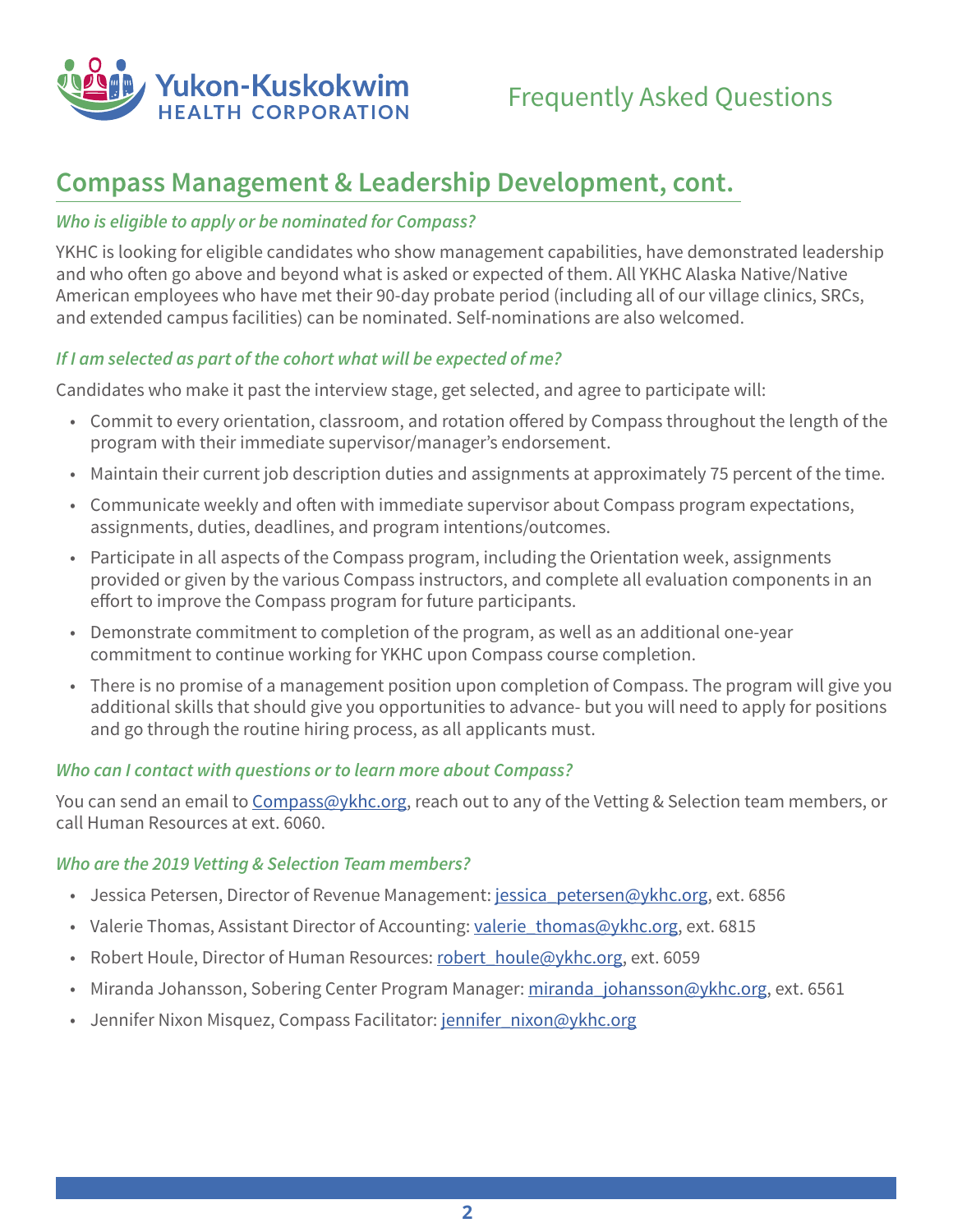## Compass Management & Leadership Development, cont.

*Who is eligible to apply or be nominated for Compass?*

YKHC is looking for eligible candidates who show management capabilities, have demonstrated leadership and who often go above and beyond what is asked or expected of them. All YKHC Alaska Native/Native American employees who have met their 90-day probate period (including all of our village clinics, SRCs, and extended campus facilities) can be nominated. Self-nominations are also welcomed.

*If I am selected as part of the cohort what will be expected of me?*

Candidates who make it past the interview stage, get selected, and agree to participate will:

- Commit to every orientation, classroom, and rotation offered by Compass throughout the length of the program with their immediate supervisor/manager's endorsement.
- Maintain their current job description duties and assignments at approximately 75 percent of the time.
- Communicate weekly and often with immediate supervisor about Compass program expectations, assignments, duties, deadlines, and program intentions/outcomes.
- Participate in all aspects of the Compass program, including the Orientation week, assignments provided or given by the various Compass instructors, and complete all evaluation components in an effort to improve the Compass program for future participants.
- Demonstrate commitment to completion of the program, as well as an additional one-year commitment to continue working for YKHC upon Compass course completion.
- There is no promise of a management position upon completion of Compass. The program will give you additional skills that should give you opportunities to advance- but you will need to apply for positions and go through the routine hiring process, as all applicants must.

*Who can I contact with questions or to learn more about Compass?*

You can send an email to Compass@ykhc.org, reach out to any of the Vetting & Selection team members, or call Human Resources at ext. 6060.

*Who are the 2019 Vetting & Selection Team members?*

- Jessica Petersen, Director of Revenue Management: jessica_petersen@ykhc.org, ext. 6856
- Valerie Thomas, Assistant Director of Accounting: valerie_thomas@ykhc.org, ext. 6815
- Robert Houle, Director of Human Resources: robert_houle@ykhc.org, ext. 6059
- Miranda Johansson, Sobering Center Program Manager: miranda_johansson@ykhc.org, ext. 6561
- Jennifer Nixon Misquez, Compass Facilitator: jennifer_nixon@ykhc.org